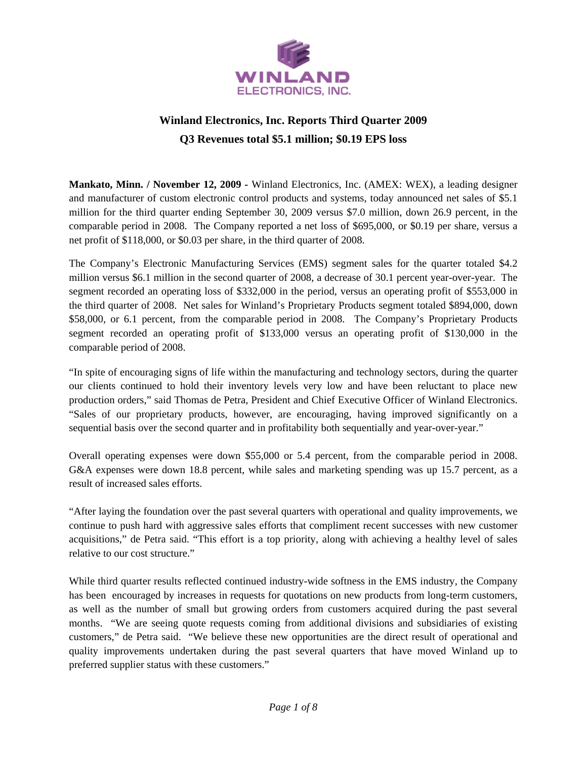# Winland Electronics, Inc. Reports Third Quarter 2009

## Q3 Revenues total $5.1 million; $0.19 EPS loss

**Mankato, Minn. / November 12, 2009 -** Winland Electronics, Inc. (AMEX: WEX), a leading designer and manufacturer of custom electronic control products and systems, today announced net sales of $5.1 million for the third quarter ending September 30, 2009 versus $7.0 million, down 26.9 percent, in the comparable period in 2008. The Company reported a net loss of $695,000, or $0.19 per share, versus a net profit of $118,000, or $0.03 per share, in the third quarter of 2008.

The Company's Electronic Manufacturing Services (EMS) segment sales for the quarter totaled $4.2 million versus $6.1 million in the second quarter of 2008, a decrease of 30.1 percent year-over-year. The segment recorded an operating loss of $332,000 in the period, versus an operating profit of $553,000 in the third quarter of 2008. Net sales for Winland's Proprietary Products segment totaled $894,000, down $58,000, or 6.1 percent, from the comparable period in 2008. The Company's Proprietary Products segment recorded an operating profit of $133,000 versus an operating profit of $130,000 in the comparable period of 2008.

"In spite of encouraging signs of life within the manufacturing and technology sectors, during the quarter our clients continued to hold their inventory levels very low and have been reluctant to place new production orders," said Thomas de Petra, President and Chief Executive Officer of Winland Electronics. "Sales of our proprietary products, however, are encouraging, having improved significantly on a sequential basis over the second quarter and in profitability both sequentially and year-over-year."

Overall operating expenses were down $55,000 or 5.4 percent, from the comparable period in 2008. G&A expenses were down 18.8 percent, while sales and marketing spending was up 15.7 percent, as a result of increased sales efforts.

"After laying the foundation over the past several quarters with operational and quality improvements, we continue to push hard with aggressive sales efforts that compliment recent successes with new customer acquisitions," de Petra said. "This effort is a top priority, along with achieving a healthy level of sales relative to our cost structure."

While third quarter results reflected continued industry-wide softness in the EMS industry, the Company has been encouraged by increases in requests for quotations on new products from long-term customers, as well as the number of small but growing orders from customers acquired during the past several months. "We are seeing quote requests coming from additional divisions and subsidiaries of existing customers," de Petra said. "We believe these new opportunities are the direct result of operational and quality improvements undertaken during the past several quarters that have moved Winland up to preferred supplier status with these customers."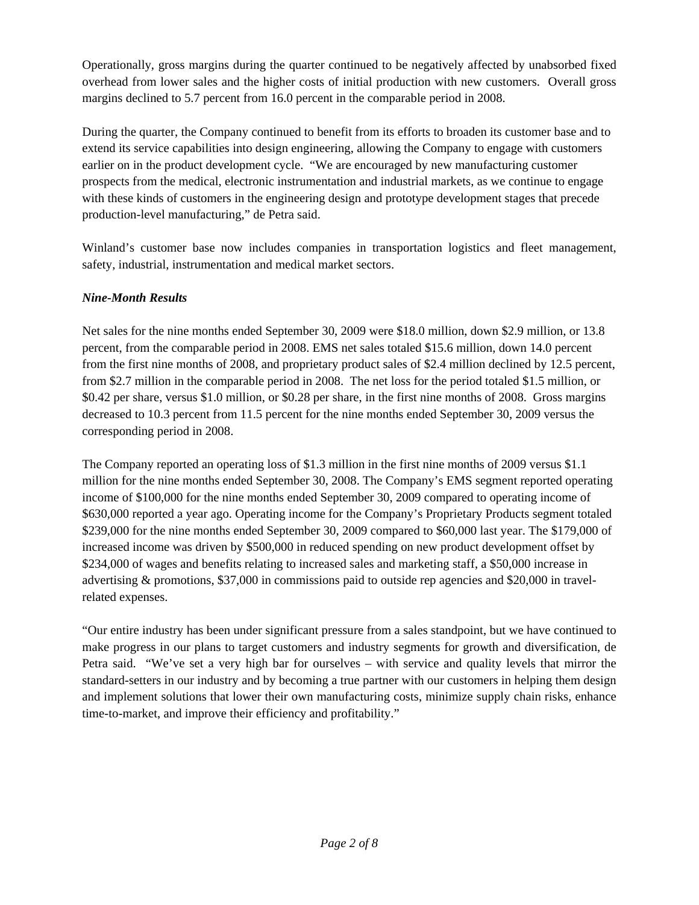Operationally, gross margins during the quarter continued to be negatively affected by unabsorbed fixed overhead from lower sales and the higher costs of initial production with new customers. Overall gross margins declined to 5.7 percent from 16.0 percent in the comparable period in 2008.

During the quarter, the Company continued to benefit from its efforts to broaden its customer base and to extend its service capabilities into design engineering, allowing the Company to engage with customers earlier on in the product development cycle. "We are encouraged by new manufacturing customer prospects from the medical, electronic instrumentation and industrial markets, as we continue to engage with these kinds of customers in the engineering design and prototype development stages that precede production-level manufacturing," de Petra said.

Winland's customer base now includes companies in transportation logistics and fleet management, safety, industrial, instrumentation and medical market sectors.

***Nine-Month Results***

Net sales for the nine months ended September 30, 2009 were $18.0 million, down $2.9 million, or 13.8 percent, from the comparable period in 2008. EMS net sales totaled $15.6 million, down 14.0 percent from the first nine months of 2008, and proprietary product sales of $2.4 million declined by 12.5 percent, from $2.7 million in the comparable period in 2008. The net loss for the period totaled $1.5 million, or $0.42 per share, versus $1.0 million, or $0.28 per share, in the first nine months of 2008. Gross margins decreased to 10.3 percent from 11.5 percent for the nine months ended September 30, 2009 versus the corresponding period in 2008.

The Company reported an operating loss of $1.3 million in the first nine months of 2009 versus $1.1 million for the nine months ended September 30, 2008. The Company's EMS segment reported operating income of $100,000 for the nine months ended September 30, 2009 compared to operating income of $630,000 reported a year ago. Operating income for the Company's Proprietary Products segment totaled $239,000 for the nine months ended September 30, 2009 compared to $60,000 last year. The $179,000 of increased income was driven by $500,000 in reduced spending on new product development offset by $234,000 of wages and benefits relating to increased sales and marketing staff, a $50,000 increase in advertising & promotions, $37,000 in commissions paid to outside rep agencies and $20,000 in travel-related expenses.

"Our entire industry has been under significant pressure from a sales standpoint, but we have continued to make progress in our plans to target customers and industry segments for growth and diversification, de Petra said. "We've set a very high bar for ourselves – with service and quality levels that mirror the standard-setters in our industry and by becoming a true partner with our customers in helping them design and implement solutions that lower their own manufacturing costs, minimize supply chain risks, enhance time-to-market, and improve their efficiency and profitability."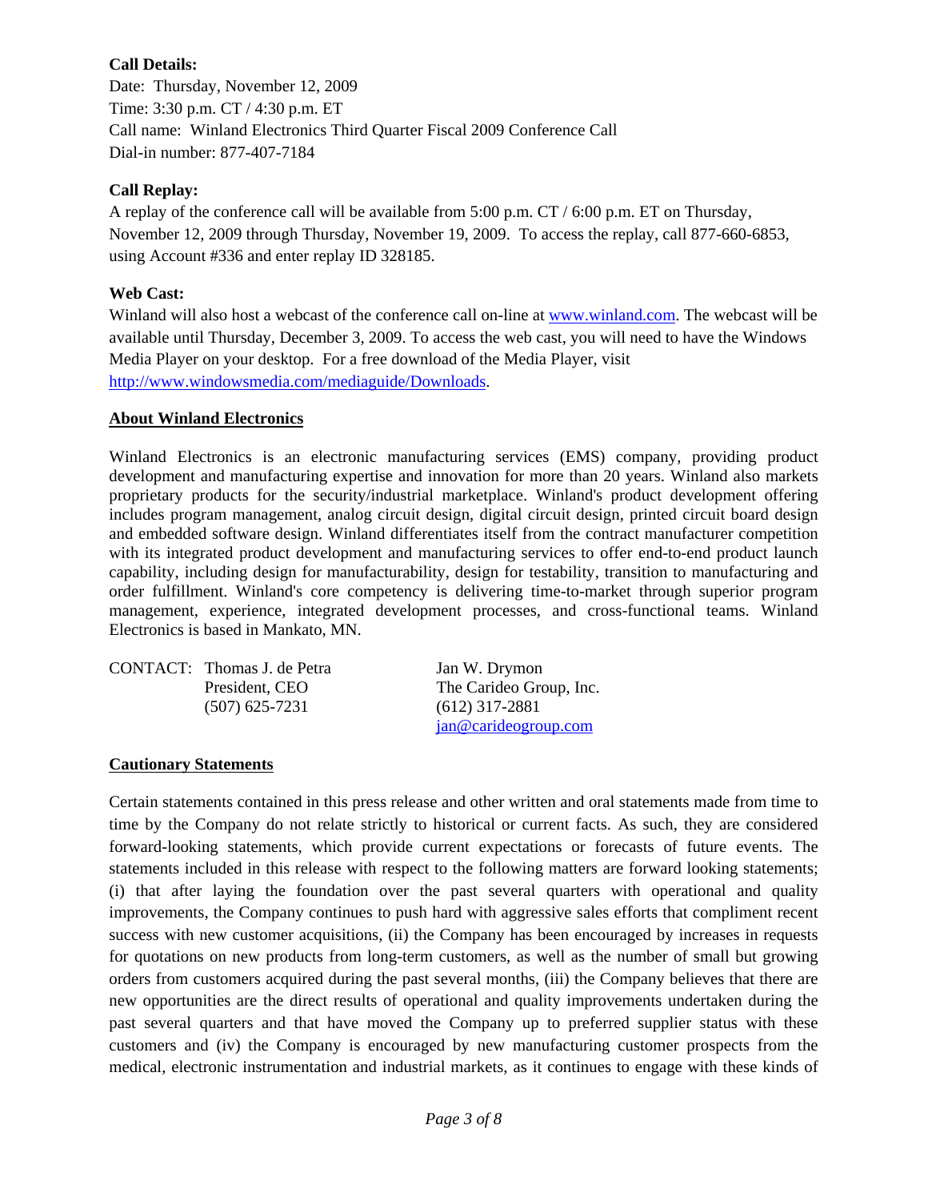**Call Details:**

Date: Thursday, November 12, 2009
Time: 3:30 p.m. CT / 4:30 p.m. ET
Call name: Winland Electronics Third Quarter Fiscal 2009 Conference Call
Dial-in number: 877-407-7184

**Call Replay:**

A replay of the conference call will be available from 5:00 p.m. CT / 6:00 p.m. ET on Thursday, November 12, 2009 through Thursday, November 19, 2009. To access the replay, call 877-660-6853, using Account #336 and enter replay ID 328185.

**Web Cast:**

Winland will also host a webcast of the conference call on-line at www.winland.com. The webcast will be available until Thursday, December 3, 2009. To access the web cast, you will need to have the Windows Media Player on your desktop. For a free download of the Media Player, visit http://www.windowsmedia.com/mediaguide/Downloads.

**About Winland Electronics**

Winland Electronics is an electronic manufacturing services (EMS) company, providing product development and manufacturing expertise and innovation for more than 20 years. Winland also markets proprietary products for the security/industrial marketplace. Winland's product development offering includes program management, analog circuit design, digital circuit design, printed circuit board design and embedded software design. Winland differentiates itself from the contract manufacturer competition with its integrated product development and manufacturing services to offer end-to-end product launch capability, including design for manufacturability, design for testability, transition to manufacturing and order fulfillment. Winland's core competency is delivering time-to-market through superior program management, experience, integrated development processes, and cross-functional teams. Winland Electronics is based in Mankato, MN.

CONTACT: Thomas J. de Petra
President, CEO
(507) 625-7231

Jan W. Drymon
The Carideo Group, Inc.
(612) 317-2881
jan@carideogroup.com

**Cautionary Statements**

Certain statements contained in this press release and other written and oral statements made from time to time by the Company do not relate strictly to historical or current facts. As such, they are considered forward-looking statements, which provide current expectations or forecasts of future events. The statements included in this release with respect to the following matters are forward looking statements; (i) that after laying the foundation over the past several quarters with operational and quality improvements, the Company continues to push hard with aggressive sales efforts that compliment recent success with new customer acquisitions, (ii) the Company has been encouraged by increases in requests for quotations on new products from long-term customers, as well as the number of small but growing orders from customers acquired during the past several months, (iii) the Company believes that there are new opportunities are the direct results of operational and quality improvements undertaken during the past several quarters and that have moved the Company up to preferred supplier status with these customers and (iv) the Company is encouraged by new manufacturing customer prospects from the medical, electronic instrumentation and industrial markets, as it continues to engage with these kinds of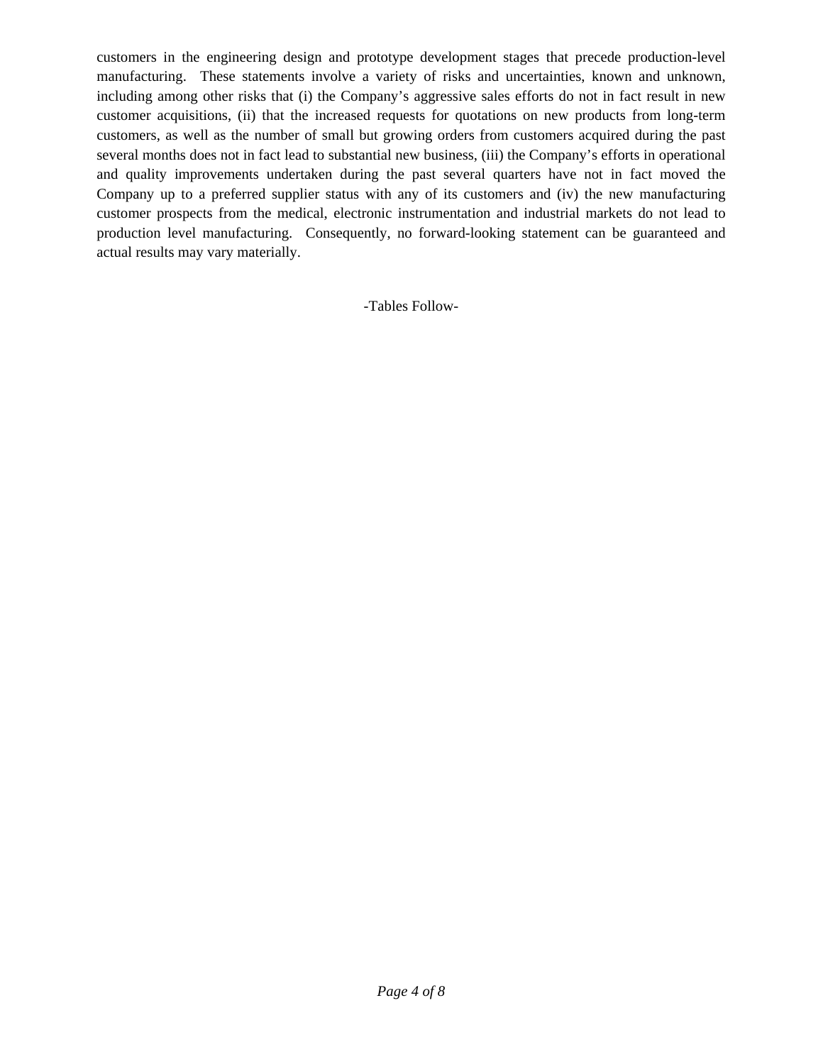customers in the engineering design and prototype development stages that precede production-level manufacturing. These statements involve a variety of risks and uncertainties, known and unknown, including among other risks that (i) the Company's aggressive sales efforts do not in fact result in new customer acquisitions, (ii) that the increased requests for quotations on new products from long-term customers, as well as the number of small but growing orders from customers acquired during the past several months does not in fact lead to substantial new business, (iii) the Company's efforts in operational and quality improvements undertaken during the past several quarters have not in fact moved the Company up to a preferred supplier status with any of its customers and (iv) the new manufacturing customer prospects from the medical, electronic instrumentation and industrial markets do not lead to production level manufacturing. Consequently, no forward-looking statement can be guaranteed and actual results may vary materially.

-Tables Follow-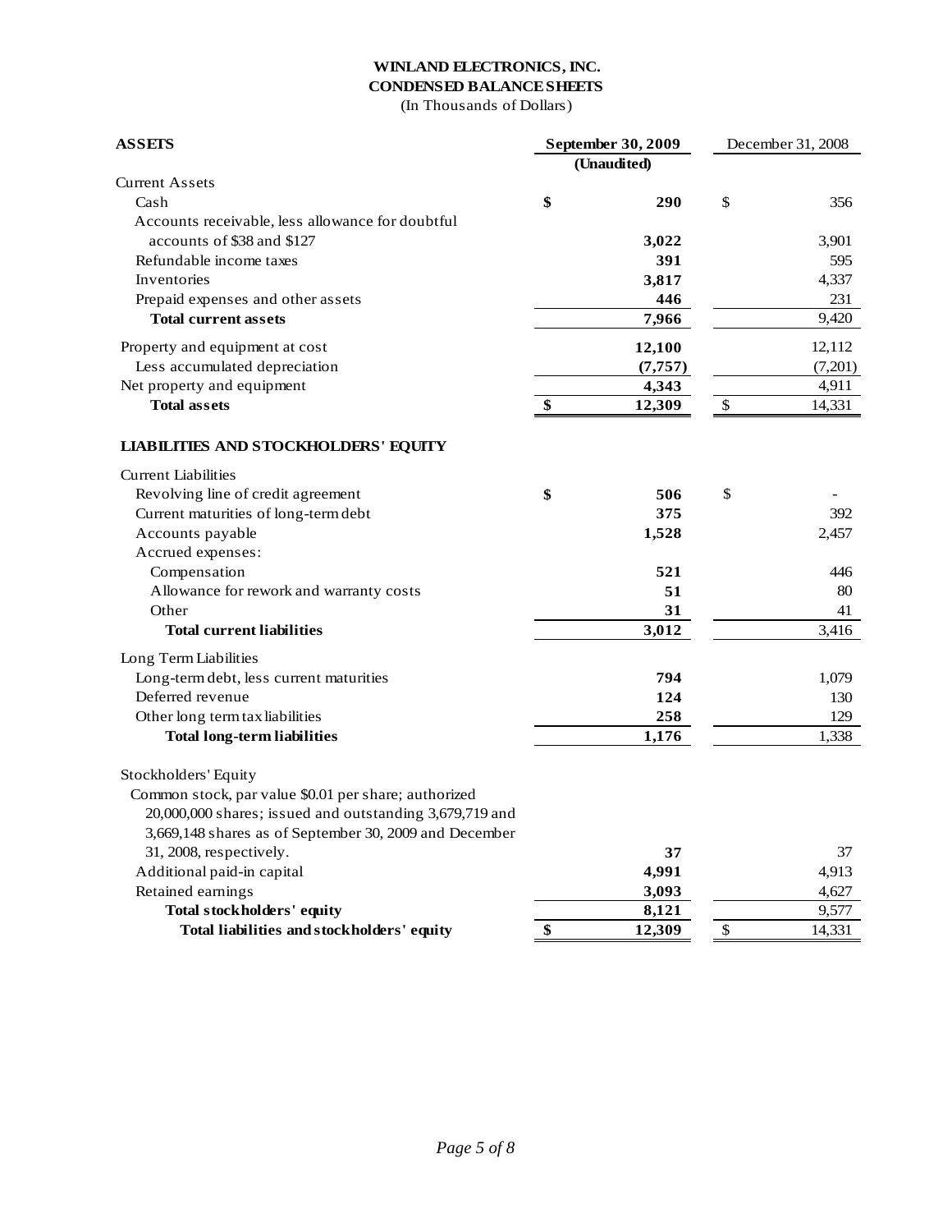**WINLAND ELECTRONICS, INC.**
**CONDENSED BALANCE SHEETS**
(In Thousands of Dollars)

| **ASSETS** | **September 30, 2009** **(Unaudited)** | December 31, 2008 |
|---|---|---|
| Current Assets | | |
| Cash | **$ 290** | $ 356 |
| Accounts receivable, less allowance for doubtful accounts of $38 and $127 | **3,022** | 3,901 |
| Refundable income taxes | **391** | 595 |
| Inventories | **3,817** | 4,337 |
| Prepaid expenses and other assets | **446** | 231 |
| **Total current assets** | **7,966** | 9,420 |
| Property and equipment at cost | **12,100** | 12,112 |
| Less accumulated depreciation | **(7,757)** | (7,201) |
| Net property and equipment | **4,343** | 4,911 |
| **Total assets** | **$ 12,309** | $ 14,331 |
| | | |
| **LIABILITIES AND STOCKHOLDERS' EQUITY** | | |
| Current Liabilities | | |
| Revolving line of credit agreement | **$ 506** | $ - |
| Current maturities of long-term debt | **375** | 392 |
| Accounts payable | **1,528** | 2,457 |
| Accrued expenses: | | |
| Compensation | **521** | 446 |
| Allowance for rework and warranty costs | **51** | 80 |
| Other | **31** | 41 |
| **Total current liabilities** | **3,012** | 3,416 |
| Long Term Liabilities | | |
| Long-term debt, less current maturities | **794** | 1,079 |
| Deferred revenue | **124** | 130 |
| Other long term tax liabilities | **258** | 129 |
| **Total long-term liabilities** | **1,176** | 1,338 |
| Stockholders' Equity | | |
| Common stock, par value $0.01 per share; authorized 20,000,000 shares; issued and outstanding 3,679,719 and 3,669,148 shares as of September 30, 2009 and December 31, 2008, respectively. | **37** | 37 |
| Additional paid-in capital | **4,991** | 4,913 |
| Retained earnings | **3,093** | 4,627 |
| **Total stockholders' equity** | **8,121** | 9,577 |
| **Total liabilities and stockholders' equity** | **$ 12,309** | $ 14,331 |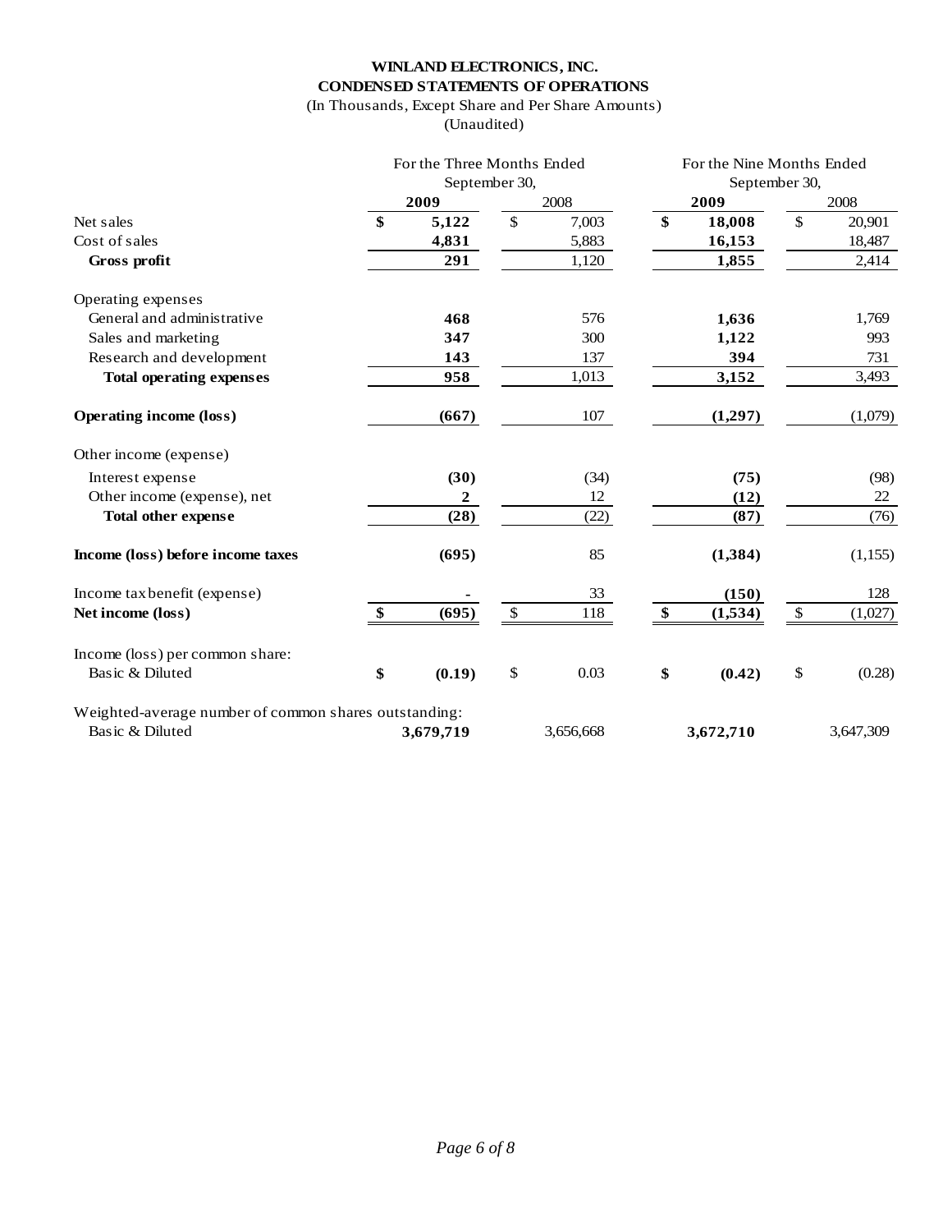**WINLAND ELECTRONICS, INC.**
**CONDENSED STATEMENTS OF OPERATIONS**
(In Thousands, Except Share and Per Share Amounts)
(Unaudited)

| | For the Three Months Ended September 30, | | For the Nine Months Ended September 30, | |
|---|---|---|---|---|
| | **2009** | 2008 | **2009** | 2008 |
| Net sales | **$ 5,122** | $ 7,003 | **$ 18,008** | $ 20,901 |
| Cost of sales | **4,831** | 5,883 | **16,153** | 18,487 |
| **Gross profit** | **291** | 1,120 | **1,855** | 2,414 |
| Operating expenses | | | | |
| General and administrative | **468** | 576 | **1,636** | 1,769 |
| Sales and marketing | **347** | 300 | **1,122** | 993 |
| Research and development | **143** | 137 | **394** | 731 |
| **Total operating expenses** | **958** | 1,013 | **3,152** | 3,493 |
| **Operating income (loss)** | **(667)** | 107 | **(1,297)** | (1,079) |
| Other income (expense) | | | | |
| Interest expense | **(30)** | (34) | **(75)** | (98) |
| Other income (expense), net | **2** | 12 | **(12)** | 22 |
| **Total other expense** | **(28)** | (22) | **(87)** | (76) |
| **Income (loss) before income taxes** | **(695)** | 85 | **(1,384)** | (1,155) |
| Income tax benefit (expense) | **-** | 33 | **(150)** | 128 |
| **Net income (loss)** | **$ (695)** | $ 118 | **$ (1,534)** | $ (1,027) |
| Income (loss) per common share: | | | | |
| Basic & Diluted | **$ (0.19)** | $ 0.03 | **$ (0.42)** | $ (0.28) |
| Weighted-average number of common shares outstanding: | | | | |
| Basic & Diluted | **3,679,719** | 3,656,668 | **3,672,710** | 3,647,309 |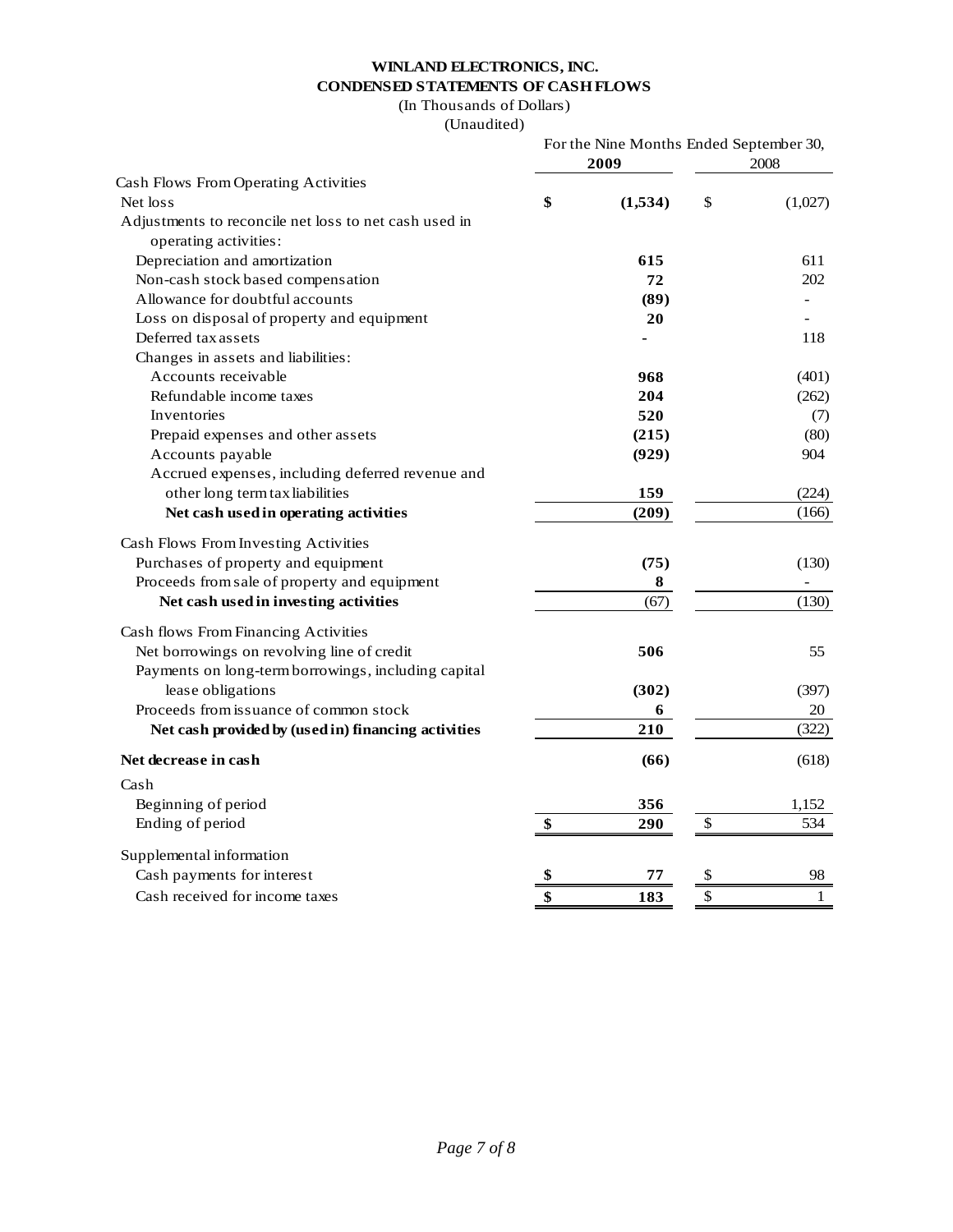**WINLAND ELECTRONICS, INC.**
**CONDENSED STATEMENTS OF CASH FLOWS**
(In Thousands of Dollars)
(Unaudited)

| | For the Nine Months Ended September 30, | |
|---|---|---|
| | **2009** | 2008 |
| Cash Flows From Operating Activities | | |
| Net loss | **$ (1,534)** | $ (1,027) |
| Adjustments to reconcile net loss to net cash used in operating activities: | | |
| Depreciation and amortization | **615** | 611 |
| Non-cash stock based compensation | **72** | 202 |
| Allowance for doubtful accounts | **(89)** | - |
| Loss on disposal of property and equipment | **20** | - |
| Deferred tax assets | **-** | 118 |
| Changes in assets and liabilities: | | |
| Accounts receivable | **968** | (401) |
| Refundable income taxes | **204** | (262) |
| Inventories | **520** | (7) |
| Prepaid expenses and other assets | **(215)** | (80) |
| Accounts payable | **(929)** | 904 |
| Accrued expenses, including deferred revenue and other long term tax liabilities | **159** | (224) |
| **Net cash used in operating activities** | **(209)** | (166) |
| Cash Flows From Investing Activities | | |
| Purchases of property and equipment | **(75)** | (130) |
| Proceeds from sale of property and equipment | **8** | - |
| **Net cash used in investing activities** | (67) | (130) |
| Cash flows From Financing Activities | | |
| Net borrowings on revolving line of credit | **506** | 55 |
| Payments on long-term borrowings, including capital lease obligations | **(302)** | (397) |
| Proceeds from issuance of common stock | **6** | 20 |
| **Net cash provided by (used in) financing activities** | **210** | (322) |
| **Net decrease in cash** | **(66)** | (618) |
| Cash | | |
| Beginning of period | **356** | 1,152 |
| Ending of period | **$ 290** | $ 534 |
| Supplemental information | | |
| Cash payments for interest | **$ 77** | $ 98 |
| Cash received for income taxes | **$ 183** | $ 1 |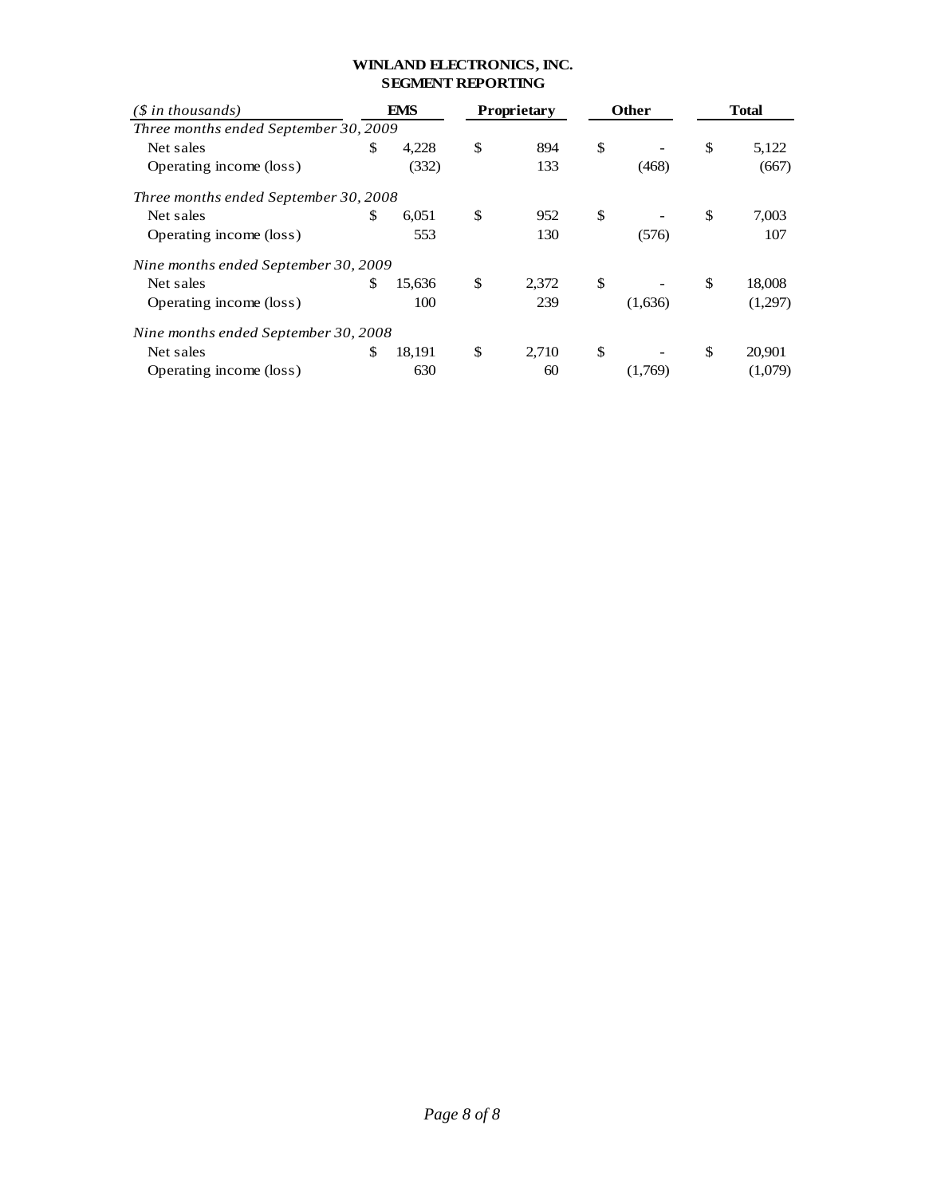**WINLAND ELECTRONICS, INC.**
**SEGMENT REPORTING**

| *($ in thousands)* | EMS | Proprietary | Other | Total |
|---|---|---|---|---|
| *Three months ended September 30, 2009* | | | | |
| Net sales | $ 4,228 | $ 894 | $ - | $ 5,122 |
| Operating income (loss) | (332) | 133 | (468) | (667) |
| *Three months ended September 30, 2008* | | | | |
| Net sales | $ 6,051 | $ 952 | $ - | $ 7,003 |
| Operating income (loss) | 553 | 130 | (576) | 107 |
| *Nine months ended September 30, 2009* | | | | |
| Net sales | $ 15,636 | $ 2,372 | $ - | $ 18,008 |
| Operating income (loss) | 100 | 239 | (1,636) | (1,297) |
| *Nine months ended September 30, 2008* | | | | |
| Net sales | $ 18,191 | $ 2,710 | $ - | $ 20,901 |
| Operating income (loss) | 630 | 60 | (1,769) | (1,079) |